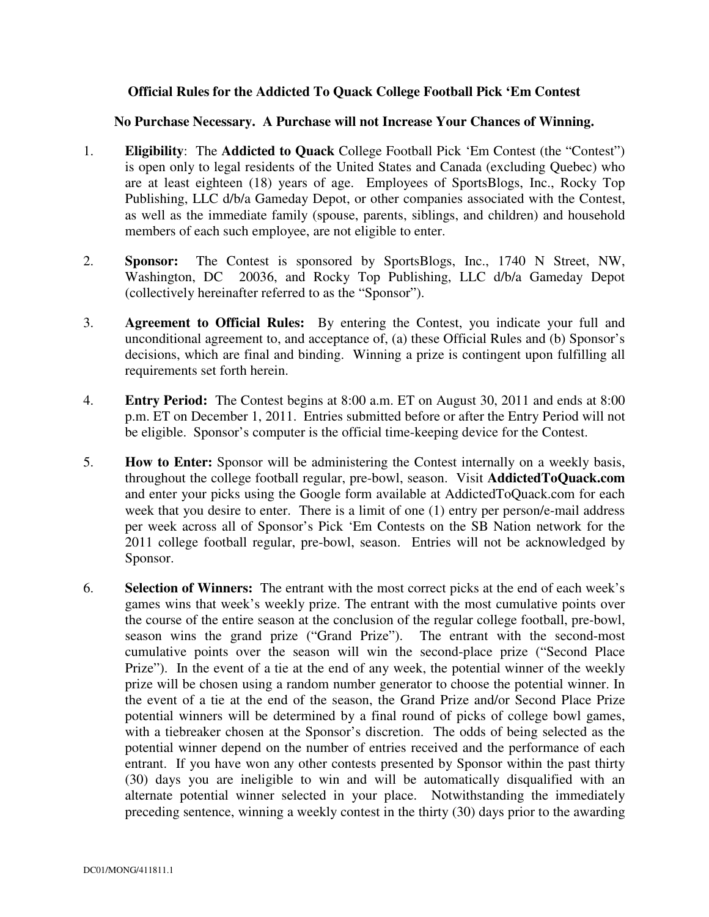**Official Rules for the Addicted To Quack College Football Pick 'Em Contest**

**No Purchase Necessary. A Purchase will not Increase Your Chances of Winning.**

1. **Eligibility**: The **Addicted to Quack** College Football Pick 'Em Contest (the "Contest") is open only to legal residents of the United States and Canada (excluding Quebec) who are at least eighteen (18) years of age. Employees of SportsBlogs, Inc., Rocky Top Publishing, LLC d/b/a Gameday Depot, or other companies associated with the Contest, as well as the immediate family (spouse, parents, siblings, and children) and household members of each such employee, are not eligible to enter.

2. **Sponsor:** The Contest is sponsored by SportsBlogs, Inc., 1740 N Street, NW, Washington, DC 20036, and Rocky Top Publishing, LLC d/b/a Gameday Depot (collectively hereinafter referred to as the "Sponsor").

3. **Agreement to Official Rules:** By entering the Contest, you indicate your full and unconditional agreement to, and acceptance of, (a) these Official Rules and (b) Sponsor's decisions, which are final and binding. Winning a prize is contingent upon fulfilling all requirements set forth herein.

4. **Entry Period:** The Contest begins at 8:00 a.m. ET on August 30, 2011 and ends at 8:00 p.m. ET on December 1, 2011. Entries submitted before or after the Entry Period will not be eligible. Sponsor's computer is the official time-keeping device for the Contest.

5. **How to Enter:** Sponsor will be administering the Contest internally on a weekly basis, throughout the college football regular, pre-bowl, season. Visit **AddictedToQuack.com** and enter your picks using the Google form available at AddictedToQuack.com for each week that you desire to enter. There is a limit of one (1) entry per person/e-mail address per week across all of Sponsor's Pick 'Em Contests on the SB Nation network for the 2011 college football regular, pre-bowl, season. Entries will not be acknowledged by Sponsor.

6. **Selection of Winners:** The entrant with the most correct picks at the end of each week's games wins that week's weekly prize. The entrant with the most cumulative points over the course of the entire season at the conclusion of the regular college football, pre-bowl, season wins the grand prize ("Grand Prize"). The entrant with the second-most cumulative points over the season will win the second-place prize ("Second Place Prize"). In the event of a tie at the end of any week, the potential winner of the weekly prize will be chosen using a random number generator to choose the potential winner. In the event of a tie at the end of the season, the Grand Prize and/or Second Place Prize potential winners will be determined by a final round of picks of college bowl games, with a tiebreaker chosen at the Sponsor's discretion. The odds of being selected as the potential winner depend on the number of entries received and the performance of each entrant. If you have won any other contests presented by Sponsor within the past thirty (30) days you are ineligible to win and will be automatically disqualified with an alternate potential winner selected in your place. Notwithstanding the immediately preceding sentence, winning a weekly contest in the thirty (30) days prior to the awarding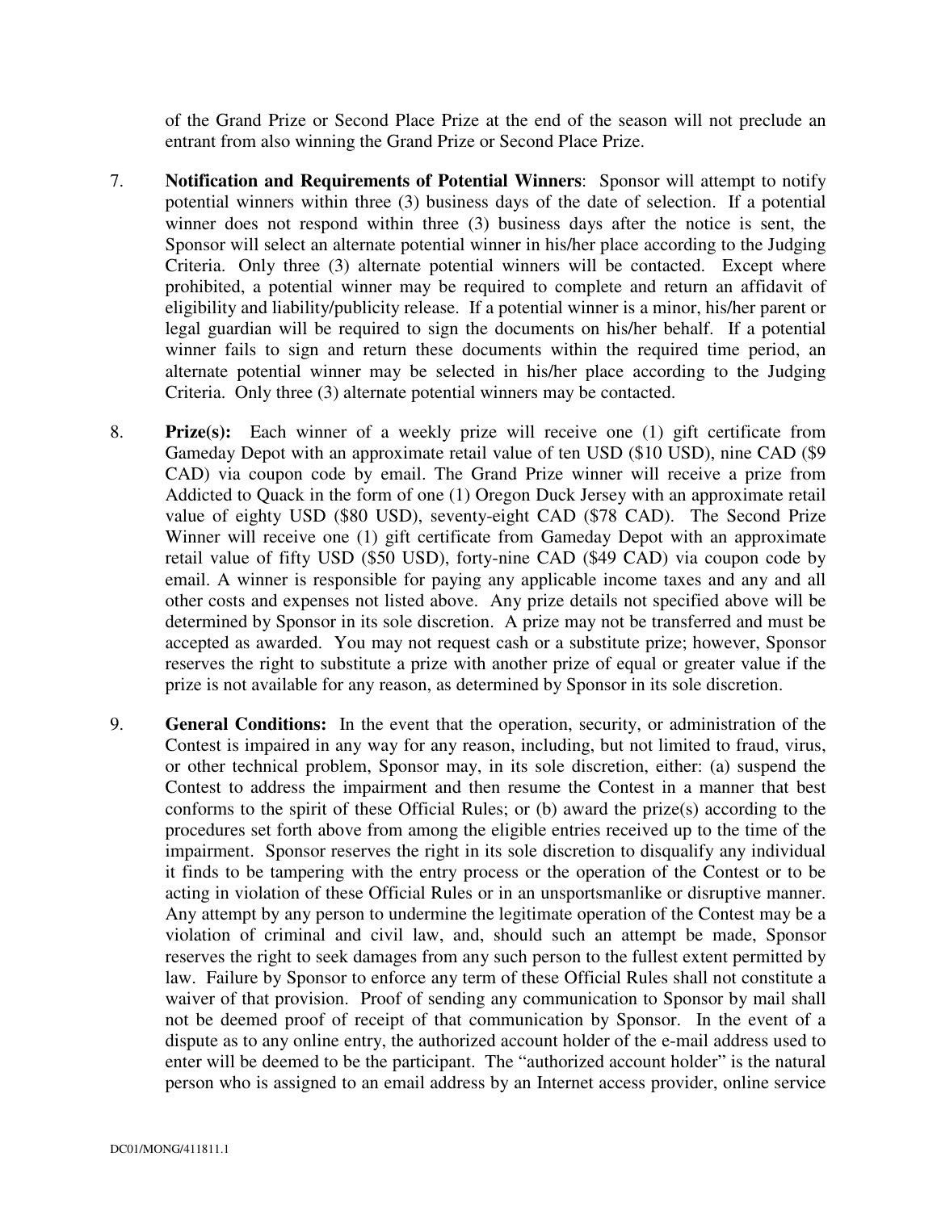of the Grand Prize or Second Place Prize at the end of the season will not preclude an entrant from also winning the Grand Prize or Second Place Prize.

7. **Notification and Requirements of Potential Winners**: Sponsor will attempt to notify potential winners within three (3) business days of the date of selection. If a potential winner does not respond within three (3) business days after the notice is sent, the Sponsor will select an alternate potential winner in his/her place according to the Judging Criteria. Only three (3) alternate potential winners will be contacted. Except where prohibited, a potential winner may be required to complete and return an affidavit of eligibility and liability/publicity release. If a potential winner is a minor, his/her parent or legal guardian will be required to sign the documents on his/her behalf. If a potential winner fails to sign and return these documents within the required time period, an alternate potential winner may be selected in his/her place according to the Judging Criteria. Only three (3) alternate potential winners may be contacted.

8. **Prize(s):** Each winner of a weekly prize will receive one (1) gift certificate from Gameday Depot with an approximate retail value of ten USD ($10 USD), nine CAD ($9 CAD) via coupon code by email. The Grand Prize winner will receive a prize from Addicted to Quack in the form of one (1) Oregon Duck Jersey with an approximate retail value of eighty USD ($80 USD), seventy-eight CAD ($78 CAD). The Second Prize Winner will receive one (1) gift certificate from Gameday Depot with an approximate retail value of fifty USD ($50 USD), forty-nine CAD ($49 CAD) via coupon code by email. A winner is responsible for paying any applicable income taxes and any and all other costs and expenses not listed above. Any prize details not specified above will be determined by Sponsor in its sole discretion. A prize may not be transferred and must be accepted as awarded. You may not request cash or a substitute prize; however, Sponsor reserves the right to substitute a prize with another prize of equal or greater value if the prize is not available for any reason, as determined by Sponsor in its sole discretion.

9. **General Conditions:** In the event that the operation, security, or administration of the Contest is impaired in any way for any reason, including, but not limited to fraud, virus, or other technical problem, Sponsor may, in its sole discretion, either: (a) suspend the Contest to address the impairment and then resume the Contest in a manner that best conforms to the spirit of these Official Rules; or (b) award the prize(s) according to the procedures set forth above from among the eligible entries received up to the time of the impairment. Sponsor reserves the right in its sole discretion to disqualify any individual it finds to be tampering with the entry process or the operation of the Contest or to be acting in violation of these Official Rules or in an unsportsmanlike or disruptive manner. Any attempt by any person to undermine the legitimate operation of the Contest may be a violation of criminal and civil law, and, should such an attempt be made, Sponsor reserves the right to seek damages from any such person to the fullest extent permitted by law. Failure by Sponsor to enforce any term of these Official Rules shall not constitute a waiver of that provision. Proof of sending any communication to Sponsor by mail shall not be deemed proof of receipt of that communication by Sponsor. In the event of a dispute as to any online entry, the authorized account holder of the e-mail address used to enter will be deemed to be the participant. The "authorized account holder" is the natural person who is assigned to an email address by an Internet access provider, online service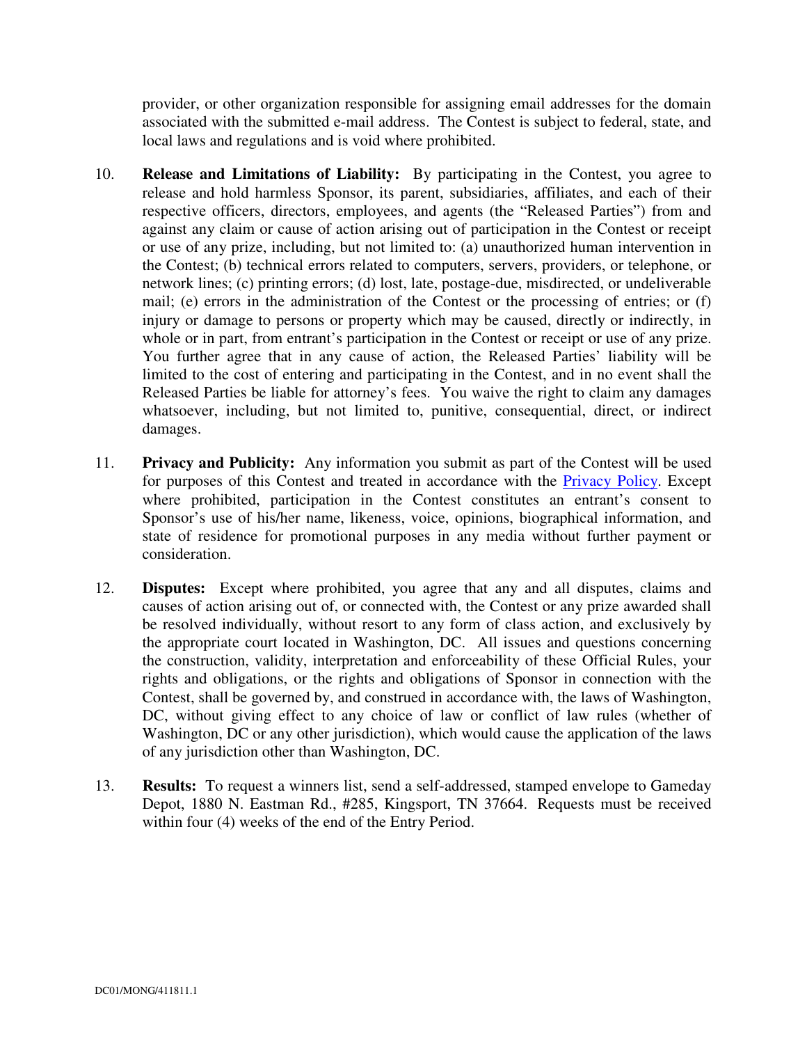provider, or other organization responsible for assigning email addresses for the domain associated with the submitted e-mail address. The Contest is subject to federal, state, and local laws and regulations and is void where prohibited.

10. **Release and Limitations of Liability:** By participating in the Contest, you agree to release and hold harmless Sponsor, its parent, subsidiaries, affiliates, and each of their respective officers, directors, employees, and agents (the "Released Parties") from and against any claim or cause of action arising out of participation in the Contest or receipt or use of any prize, including, but not limited to: (a) unauthorized human intervention in the Contest; (b) technical errors related to computers, servers, providers, or telephone, or network lines; (c) printing errors; (d) lost, late, postage-due, misdirected, or undeliverable mail; (e) errors in the administration of the Contest or the processing of entries; or (f) injury or damage to persons or property which may be caused, directly or indirectly, in whole or in part, from entrant's participation in the Contest or receipt or use of any prize. You further agree that in any cause of action, the Released Parties' liability will be limited to the cost of entering and participating in the Contest, and in no event shall the Released Parties be liable for attorney's fees. You waive the right to claim any damages whatsoever, including, but not limited to, punitive, consequential, direct, or indirect damages.

11. **Privacy and Publicity:** Any information you submit as part of the Contest will be used for purposes of this Contest and treated in accordance with the Privacy Policy. Except where prohibited, participation in the Contest constitutes an entrant's consent to Sponsor's use of his/her name, likeness, voice, opinions, biographical information, and state of residence for promotional purposes in any media without further payment or consideration.

12. **Disputes:** Except where prohibited, you agree that any and all disputes, claims and causes of action arising out of, or connected with, the Contest or any prize awarded shall be resolved individually, without resort to any form of class action, and exclusively by the appropriate court located in Washington, DC. All issues and questions concerning the construction, validity, interpretation and enforceability of these Official Rules, your rights and obligations, or the rights and obligations of Sponsor in connection with the Contest, shall be governed by, and construed in accordance with, the laws of Washington, DC, without giving effect to any choice of law or conflict of law rules (whether of Washington, DC or any other jurisdiction), which would cause the application of the laws of any jurisdiction other than Washington, DC.

13. **Results:** To request a winners list, send a self-addressed, stamped envelope to Gameday Depot, 1880 N. Eastman Rd., #285, Kingsport, TN 37664. Requests must be received within four (4) weeks of the end of the Entry Period.

DC01/MONG/411811.1